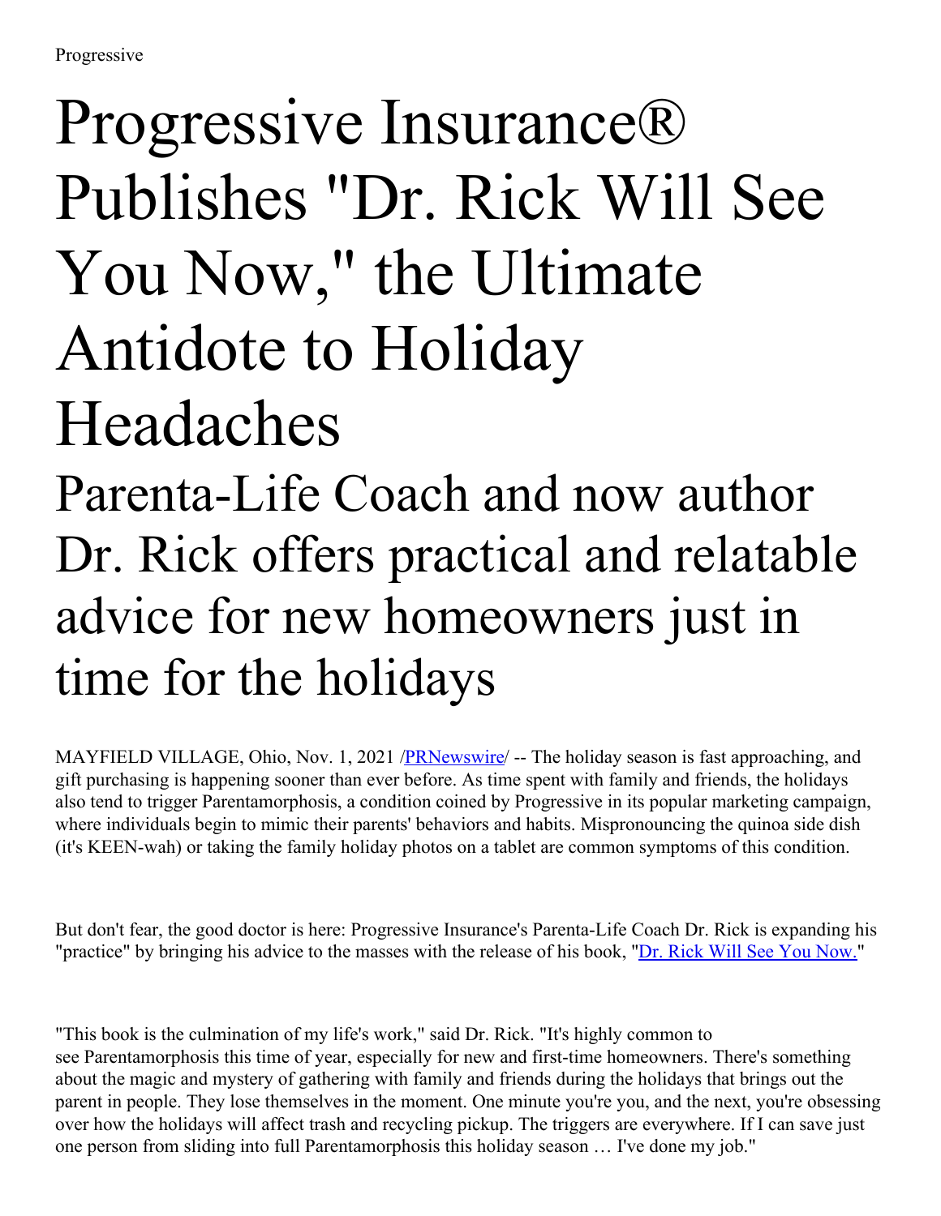Progressive

# Progressive Insurance® Publishes "Dr. Rick Will See You Now," the Ultimate Antidote to Holiday Headaches

## Parenta-Life Coach and now author Dr. Rick offers practical and relatable advice for new homeowners just in time for the holidays

MAYFIELD VILLAGE, Ohio, Nov. 1, 2021 /PRNewswire/ -- The holiday season is fast approaching, and gift purchasing is happening sooner than ever before. As time spent with family and friends, the holidays also tend to trigger Parentamorphosis, a condition coined by Progressive in its popular marketing campaign, where individuals begin to mimic their parents' behaviors and habits. Mispronouncing the quinoa side dish (it's KEEN-wah) or taking the family holiday photos on a tablet are common symptoms of this condition.

But don't fear, the good doctor is here: Progressive Insurance's Parenta-Life Coach Dr. Rick is expanding his "practice" by bringing his advice to the masses with the release of his book, "Dr. Rick Will See You Now."

"This book is the culmination of my life's work," said Dr. Rick. "It's highly common to see Parentamorphosis this time of year, especially for new and first-time homeowners. There's something about the magic and mystery of gathering with family and friends during the holidays that brings out the parent in people. They lose themselves in the moment. One minute you're you, and the next, you're obsessing over how the holidays will affect trash and recycling pickup. The triggers are everywhere. If I can save just one person from sliding into full Parentamorphosis this holiday season … I've done my job."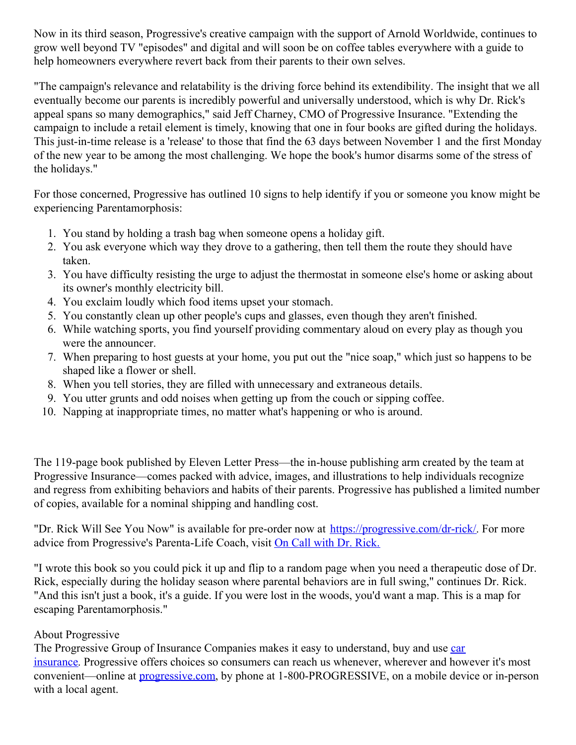Now in its third season, Progressive's creative campaign with the support of Arnold Worldwide, continues to grow well beyond TV "episodes" and digital and will soon be on coffee tables everywhere with a guide to help homeowners everywhere revert back from their parents to their own selves.

"The campaign's relevance and relatability is the driving force behind its extendibility. The insight that we all eventually become our parents is incredibly powerful and universally understood, which is why Dr. Rick's appeal spans so many demographics," said Jeff Charney, CMO of Progressive Insurance. "Extending the campaign to include a retail element is timely, knowing that one in four books are gifted during the holidays. This just-in-time release is a 'release' to those that find the 63 days between November 1 and the first Monday of the new year to be among the most challenging. We hope the book's humor disarms some of the stress of the holidays."

For those concerned, Progressive has outlined 10 signs to help identify if you or someone you know might be experiencing Parentamorphosis:

1. You stand by holding a trash bag when someone opens a holiday gift.
2. You ask everyone which way they drove to a gathering, then tell them the route they should have taken.
3. You have difficulty resisting the urge to adjust the thermostat in someone else's home or asking about its owner's monthly electricity bill.
4. You exclaim loudly which food items upset your stomach.
5. You constantly clean up other people's cups and glasses, even though they aren't finished.
6. While watching sports, you find yourself providing commentary aloud on every play as though you were the announcer.
7. When preparing to host guests at your home, you put out the "nice soap," which just so happens to be shaped like a flower or shell.
8. When you tell stories, they are filled with unnecessary and extraneous details.
9. You utter grunts and odd noises when getting up from the couch or sipping coffee.
10. Napping at inappropriate times, no matter what's happening or who is around.

The 119-page book published by Eleven Letter Press—the in-house publishing arm created by the team at Progressive Insurance—comes packed with advice, images, and illustrations to help individuals recognize and regress from exhibiting behaviors and habits of their parents. Progressive has published a limited number of copies, available for a nominal shipping and handling cost.

"Dr. Rick Will See You Now" is available for pre-order now at [https://progressive.com/dr-rick/](https://progressive.com/dr-rick/). For more advice from Progressive's Parenta-Life Coach, visit [On Call with Dr. Rick.]()

"I wrote this book so you could pick it up and flip to a random page when you need a therapeutic dose of Dr. Rick, especially during the holiday season where parental behaviors are in full swing," continues Dr. Rick. "And this isn't just a book, it's a guide. If you were lost in the woods, you'd want a map. This is a map for escaping Parentamorphosis."

About Progressive

The Progressive Group of Insurance Companies makes it easy to understand, buy and use [car insurance](). Progressive offers choices so consumers can reach us whenever, wherever and however it's most convenient—online at [progressive.com](), by phone at 1-800-PROGRESSIVE, on a mobile device or in-person with a local agent.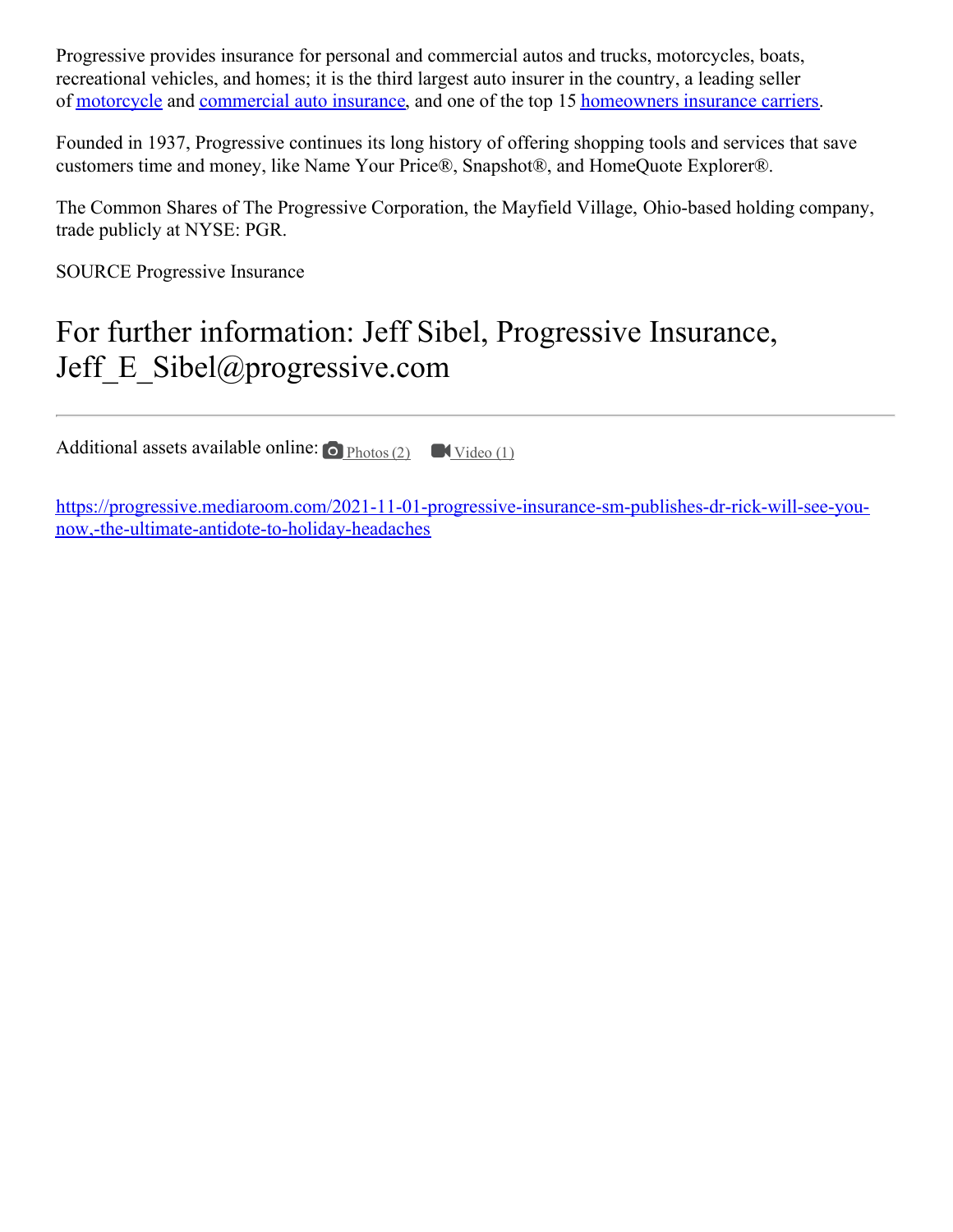Progressive provides insurance for personal and commercial autos and trucks, motorcycles, boats, recreational vehicles, and homes; it is the third largest auto insurer in the country, a leading seller of [motorcycle](#) and [commercial auto insurance](#), and one of the top 15 [homeowners insurance carriers](#).

Founded in 1937, Progressive continues its long history of offering shopping tools and services that save customers time and money, like Name Your Price®, Snapshot®, and HomeQuote Explorer®.

The Common Shares of The Progressive Corporation, the Mayfield Village, Ohio-based holding company, trade publicly at NYSE: PGR.

SOURCE Progressive Insurance

## For further information: Jeff Sibel, Progressive Insurance, Jeff_E_Sibel@progressive.com

---

Additional assets available online: Photos (2) Video (1)

https://progressive.mediaroom.com/2021-11-01-progressive-insurance-sm-publishes-dr-rick-will-see-you-now,-the-ultimate-antidote-to-holiday-headaches